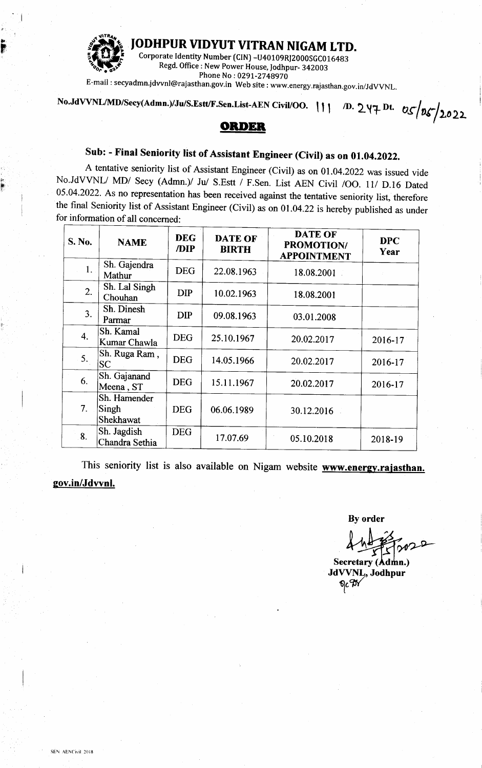# JODHPUR VIDYUT VITRAN NIGAM LTD.

Corporate Identity Number (CIN) -U40109RJ2000SGC016483
Regd. Office : New Power House, Jodhpur- 342003
Phone No : 0291-2748970
E-mail : secyadmn.jdvvnl@rajasthan.gov.in Web site : www.energy.rajasthan.gov.in/JdVVNL.

No.JdVVNL/MD/Secy(Admn.)/Ju/S.Estt/F.Sen.List-AEN Civil/OO. 111 /D. 247 Dt. 05/05/2022

## ORDER

### Sub: - Final Seniority list of Assistant Engineer (Civil) as on 01.04.2022.

A tentative seniority list of Assistant Engineer (Civil) as on 01.04.2022 was issued vide No.JdVVNL/ MD/ Secy (Admn.)/ Ju/ S.Estt / F.Sen. List AEN Civil /OO. 11/ D.16 Dated 05.04.2022. As no representation has been received against the tentative seniority list, therefore the final Seniority list of Assistant Engineer (Civil) as on 01.04.22 is hereby published as under for information of all concerned:

| S. No. | NAME | DEG /DIP | DATE OF BIRTH | DATE OF PROMOTION/ APPOINTMENT | DPC Year |
|---|---|---|---|---|---|
| 1. | Sh. Gajendra Mathur | DEG | 22.08.1963 | 18.08.2001 | |
| 2. | Sh. Lal Singh Chouhan | DIP | 10.02.1963 | 18.08.2001 | |
| 3. | Sh. Dinesh Parmar | DIP | 09.08.1963 | 03.01.2008 | |
| 4. | Sh. Kamal Kumar Chawla | DEG | 25.10.1967 | 20.02.2017 | 2016-17 |
| 5. | Sh. Ruga Ram , SC | DEG | 14.05.1966 | 20.02.2017 | 2016-17 |
| 6. | Sh. Gajanand Meena , ST | DEG | 15.11.1967 | 20.02.2017 | 2016-17 |
| 7. | Sh. Hamender Singh Shekhawat | DEG | 06.06.1989 | 30.12.2016 | |
| 8. | Sh. Jagdish Chandra Sethia | DEG | 17.07.69 | 05.10.2018 | 2018-19 |

This seniority list is also available on Nigam website **www.energy.rajasthan.gov.in/Jdvvnl.**

**By order**

5/5/2022

**Secretary (Admn.)**
**JdVVNL, Jodhpur**

SEN AENCivil 2018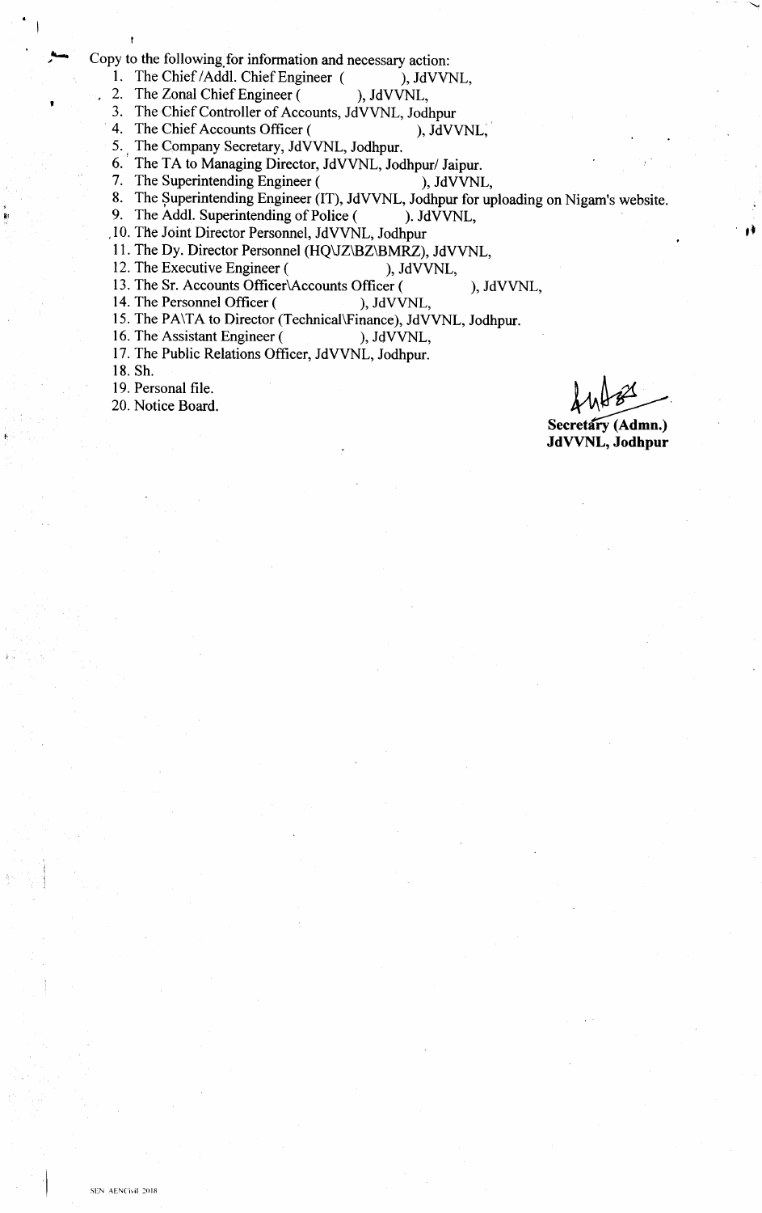Copy to the following for information and necessary action:

1. The Chief /Addl. Chief Engineer (              ), JdVVNL,
2. The Zonal Chief Engineer (              ), JdVVNL,
3. The Chief Controller of Accounts, JdVVNL, Jodhpur
4. The Chief Accounts Officer (                    ), JdVVNL,
5. The Company Secretary, JdVVNL, Jodhpur.
6. The TA to Managing Director, JdVVNL, Jodhpur/ Jaipur.
7. The Superintending Engineer (                    ), JdVVNL,
8. The Superintending Engineer (IT), JdVVNL, Jodhpur for uploading on Nigam's website.
9. The Addl. Superintending of Police (              ). JdVVNL,
10. The Joint Director Personnel, JdVVNL, Jodhpur
11. The Dy. Director Personnel (HQ\JZ\BZ\BMRZ), JdVVNL,
12. The Executive Engineer (                    ), JdVVNL,
13. The Sr. Accounts Officer\Accounts Officer (              ), JdVVNL,
14. The Personnel Officer (                    ), JdVVNL,
15. The PA\TA to Director (Technical\Finance), JdVVNL, Jodhpur.
16. The Assistant Engineer (                    ), JdVVNL,
17. The Public Relations Officer, JdVVNL, Jodhpur.
18. Sh.
19. Personal file.
20. Notice Board.

**Secretary (Admn.)**
**JdVVNL, Jodhpur**

SEN AEN Civil 2018